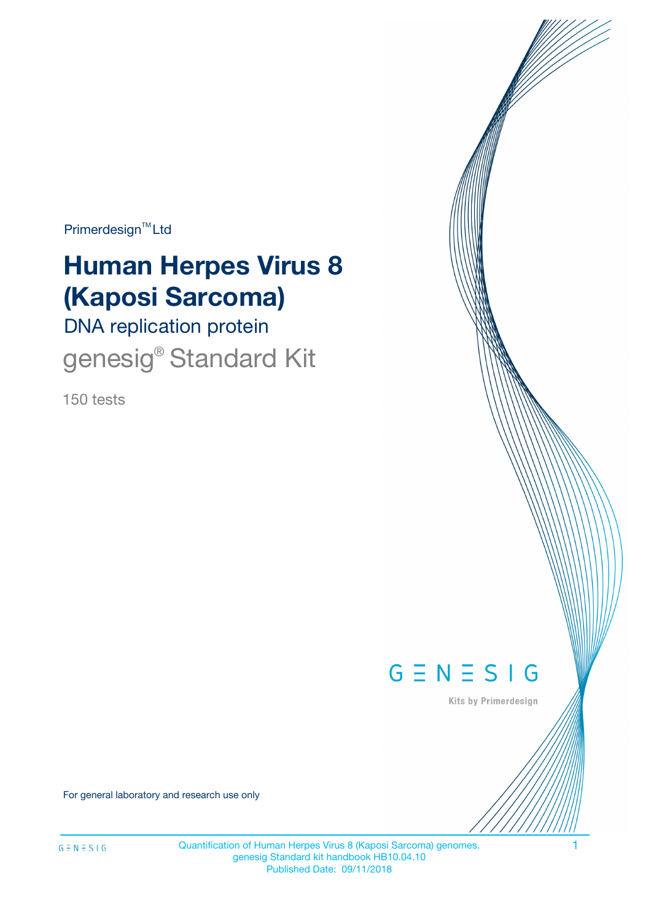Primerdesign™ Ltd

# Human Herpes Virus 8 (Kaposi Sarcoma)

## DNA replication protein

genesig® Standard Kit

150 tests

GENESIG

Kits by Primerdesign

For general laboratory and research use only

Quantification of Human Herpes Virus 8 (Kaposi Sarcoma) genomes.
genesig Standard kit handbook HB10.04.10
Published Date: 09/11/2018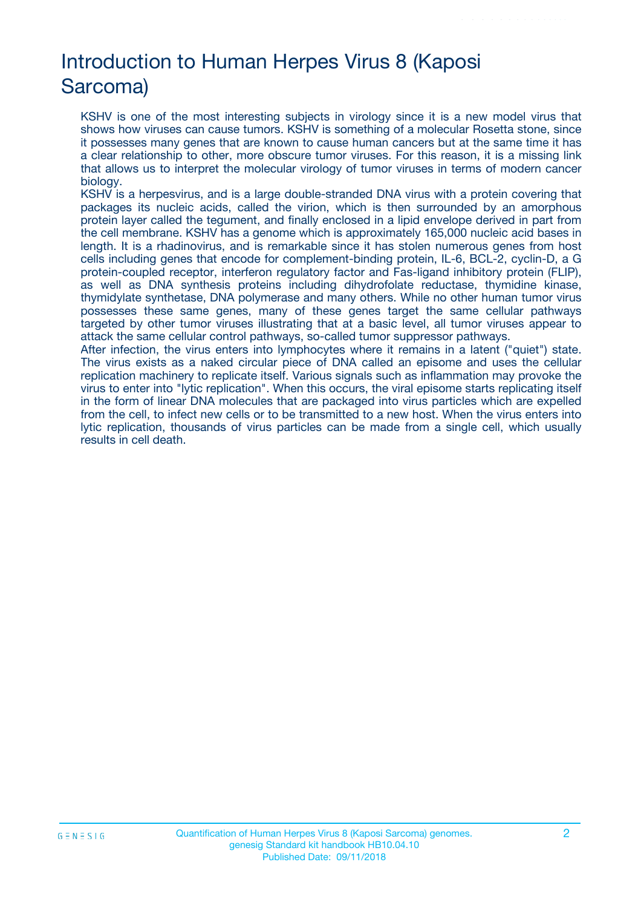# Introduction to Human Herpes Virus 8 (Kaposi Sarcoma)

KSHV is one of the most interesting subjects in virology since it is a new model virus that shows how viruses can cause tumors. KSHV is something of a molecular Rosetta stone, since it possesses many genes that are known to cause human cancers but at the same time it has a clear relationship to other, more obscure tumor viruses. For this reason, it is a missing link that allows us to interpret the molecular virology of tumor viruses in terms of modern cancer biology.

KSHV is a herpesvirus, and is a large double-stranded DNA virus with a protein covering that packages its nucleic acids, called the virion, which is then surrounded by an amorphous protein layer called the tegument, and finally enclosed in a lipid envelope derived in part from the cell membrane. KSHV has a genome which is approximately 165,000 nucleic acid bases in length. It is a rhadinovirus, and is remarkable since it has stolen numerous genes from host cells including genes that encode for complement-binding protein, IL-6, BCL-2, cyclin-D, a G protein-coupled receptor, interferon regulatory factor and Fas-ligand inhibitory protein (FLIP), as well as DNA synthesis proteins including dihydrofolate reductase, thymidine kinase, thymidylate synthetase, DNA polymerase and many others. While no other human tumor virus possesses these same genes, many of these genes target the same cellular pathways targeted by other tumor viruses illustrating that at a basic level, all tumor viruses appear to attack the same cellular control pathways, so-called tumor suppressor pathways.

After infection, the virus enters into lymphocytes where it remains in a latent ("quiet") state. The virus exists as a naked circular piece of DNA called an episome and uses the cellular replication machinery to replicate itself. Various signals such as inflammation may provoke the virus to enter into "lytic replication". When this occurs, the viral episome starts replicating itself in the form of linear DNA molecules that are packaged into virus particles which are expelled from the cell, to infect new cells or to be transmitted to a new host. When the virus enters into lytic replication, thousands of virus particles can be made from a single cell, which usually results in cell death.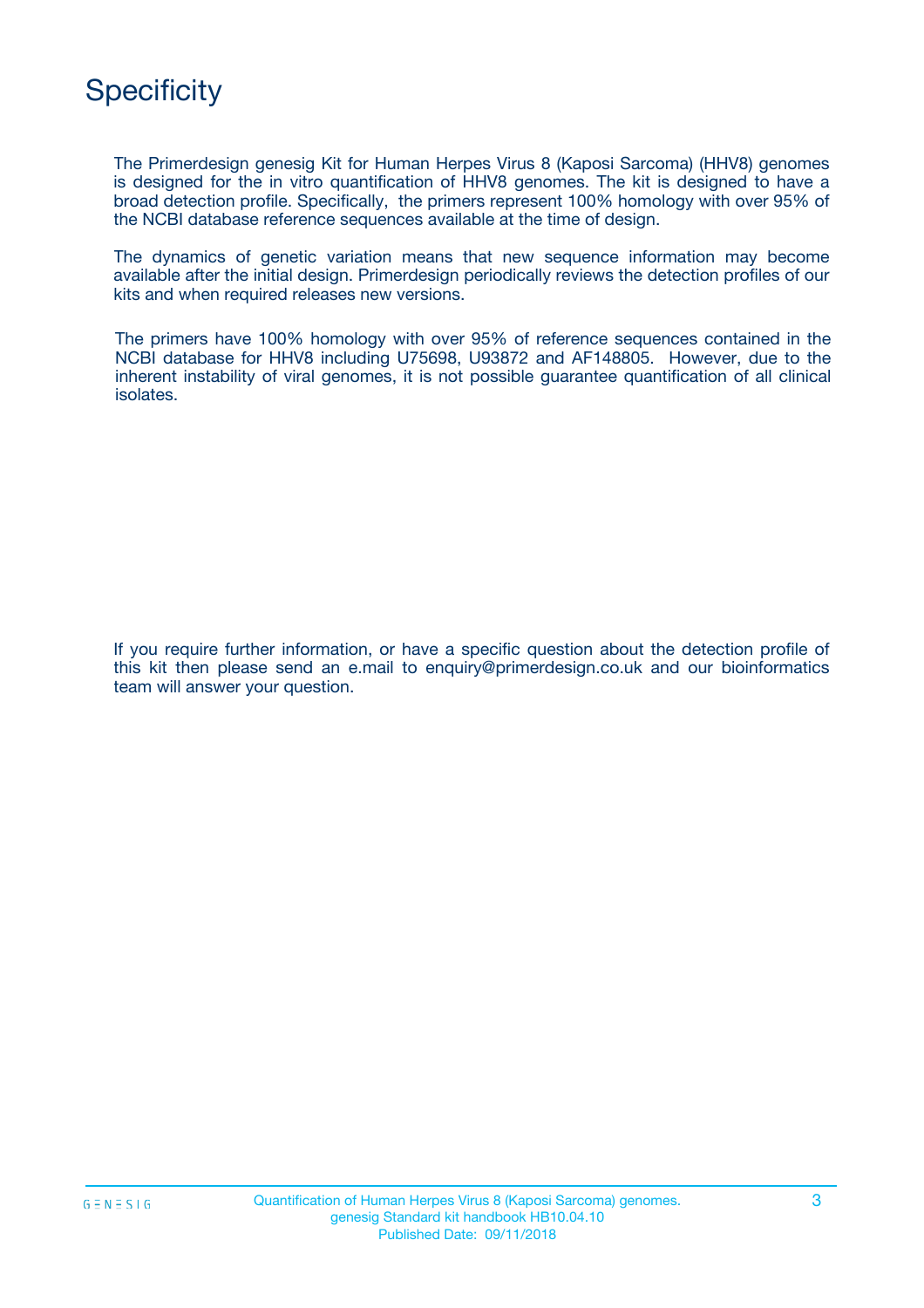# Specificity

The Primerdesign genesig Kit for Human Herpes Virus 8 (Kaposi Sarcoma) (HHV8) genomes is designed for the in vitro quantification of HHV8 genomes. The kit is designed to have a broad detection profile. Specifically, the primers represent 100% homology with over 95% of the NCBI database reference sequences available at the time of design.

The dynamics of genetic variation means that new sequence information may become available after the initial design. Primerdesign periodically reviews the detection profiles of our kits and when required releases new versions.

The primers have 100% homology with over 95% of reference sequences contained in the NCBI database for HHV8 including U75698, U93872 and AF148805. However, due to the inherent instability of viral genomes, it is not possible guarantee quantification of all clinical isolates.

If you require further information, or have a specific question about the detection profile of this kit then please send an e.mail to enquiry@primerdesign.co.uk and our bioinformatics team will answer your question.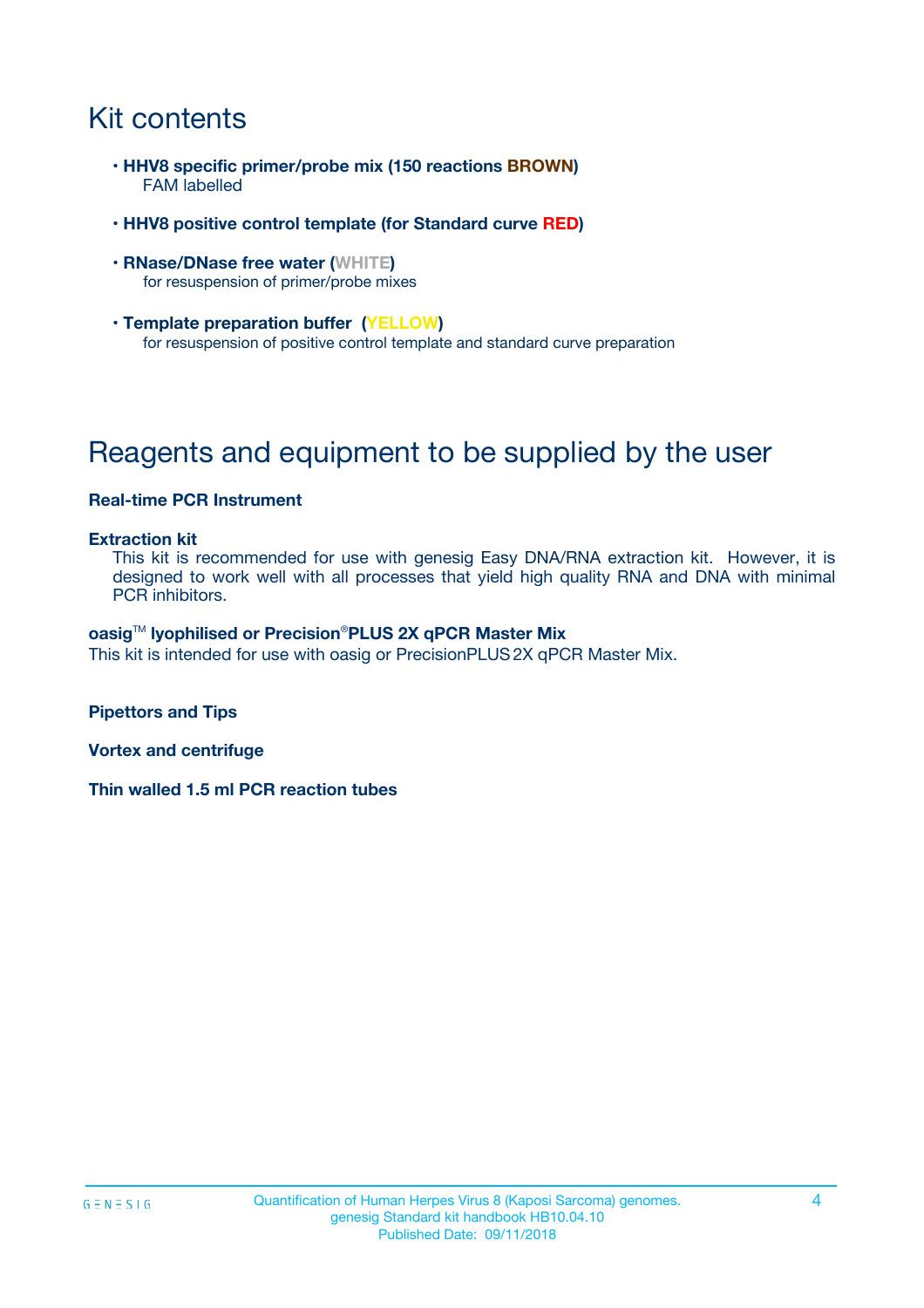# Kit contents

- **HHV8 specific primer/probe mix (150 reactions BROWN)**
  FAM labelled
- **HHV8 positive control template (for Standard curve RED)**
- **RNase/DNase free water (WHITE)**
  for resuspension of primer/probe mixes
- **Template preparation buffer (YELLOW)**
  for resuspension of positive control template and standard curve preparation

# Reagents and equipment to be supplied by the user

**Real-time PCR Instrument**

**Extraction kit**
This kit is recommended for use with genesig Easy DNA/RNA extraction kit. However, it is designed to work well with all processes that yield high quality RNA and DNA with minimal PCR inhibitors.

**oasig™ lyophilised or Precision®PLUS 2X qPCR Master Mix**
This kit is intended for use with oasig or PrecisionPLUS 2X qPCR Master Mix.

**Pipettors and Tips**

**Vortex and centrifuge**

**Thin walled 1.5 ml PCR reaction tubes**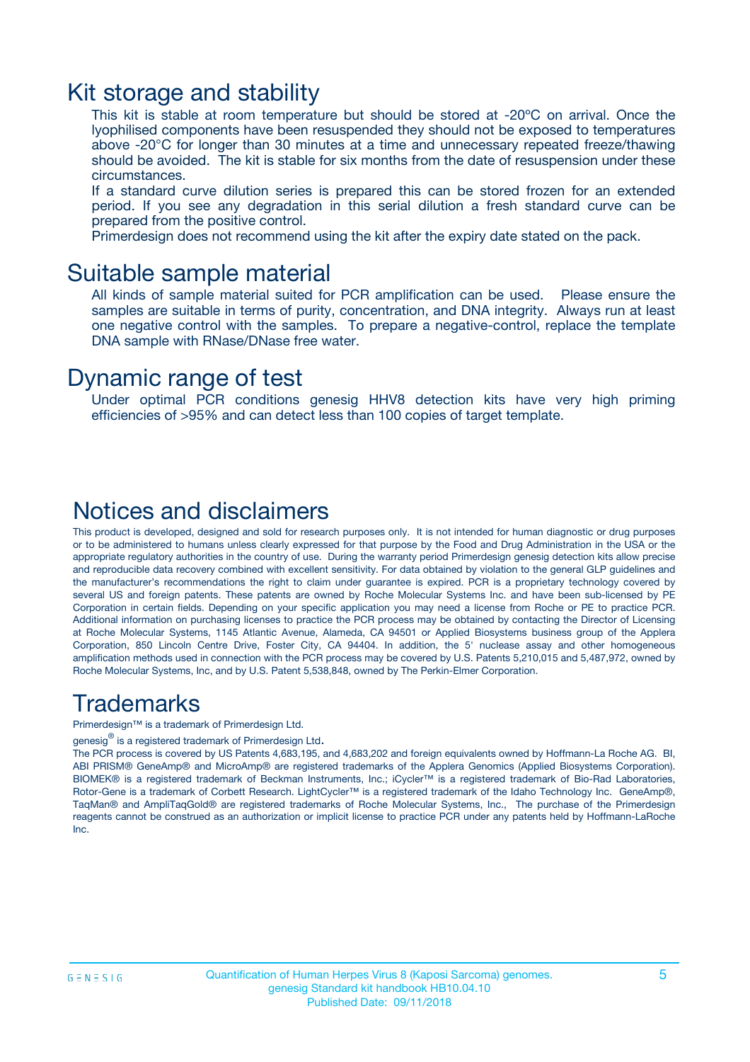## Kit storage and stability

This kit is stable at room temperature but should be stored at -20ºC on arrival. Once the lyophilised components have been resuspended they should not be exposed to temperatures above -20°C for longer than 30 minutes at a time and unnecessary repeated freeze/thawing should be avoided. The kit is stable for six months from the date of resuspension under these circumstances.

If a standard curve dilution series is prepared this can be stored frozen for an extended period. If you see any degradation in this serial dilution a fresh standard curve can be prepared from the positive control.

Primerdesign does not recommend using the kit after the expiry date stated on the pack.

## Suitable sample material

All kinds of sample material suited for PCR amplification can be used. Please ensure the samples are suitable in terms of purity, concentration, and DNA integrity. Always run at least one negative control with the samples. To prepare a negative-control, replace the template DNA sample with RNase/DNase free water.

## Dynamic range of test

Under optimal PCR conditions genesig HHV8 detection kits have very high priming efficiencies of >95% and can detect less than 100 copies of target template.

## Notices and disclaimers

This product is developed, designed and sold for research purposes only. It is not intended for human diagnostic or drug purposes or to be administered to humans unless clearly expressed for that purpose by the Food and Drug Administration in the USA or the appropriate regulatory authorities in the country of use. During the warranty period Primerdesign genesig detection kits allow precise and reproducible data recovery combined with excellent sensitivity. For data obtained by violation to the general GLP guidelines and the manufacturer's recommendations the right to claim under guarantee is expired. PCR is a proprietary technology covered by several US and foreign patents. These patents are owned by Roche Molecular Systems Inc. and have been sub-licensed by PE Corporation in certain fields. Depending on your specific application you may need a license from Roche or PE to practice PCR. Additional information on purchasing licenses to practice the PCR process may be obtained by contacting the Director of Licensing at Roche Molecular Systems, 1145 Atlantic Avenue, Alameda, CA 94501 or Applied Biosystems business group of the Applera Corporation, 850 Lincoln Centre Drive, Foster City, CA 94404. In addition, the 5' nuclease assay and other homogeneous amplification methods used in connection with the PCR process may be covered by U.S. Patents 5,210,015 and 5,487,972, owned by Roche Molecular Systems, Inc, and by U.S. Patent 5,538,848, owned by The Perkin-Elmer Corporation.

## Trademarks

Primerdesign™ is a trademark of Primerdesign Ltd.

genesig® is a registered trademark of Primerdesign Ltd.

The PCR process is covered by US Patents 4,683,195, and 4,683,202 and foreign equivalents owned by Hoffmann-La Roche AG. BI, ABI PRISM® GeneAmp® and MicroAmp® are registered trademarks of the Applera Genomics (Applied Biosystems Corporation). BIOMEK® is a registered trademark of Beckman Instruments, Inc.; iCycler™ is a registered trademark of Bio-Rad Laboratories, Rotor-Gene is a trademark of Corbett Research. LightCycler™ is a registered trademark of the Idaho Technology Inc. GeneAmp®, TaqMan® and AmpliTaqGold® are registered trademarks of Roche Molecular Systems, Inc., The purchase of the Primerdesign reagents cannot be construed as an authorization or implicit license to practice PCR under any patents held by Hoffmann-LaRoche Inc.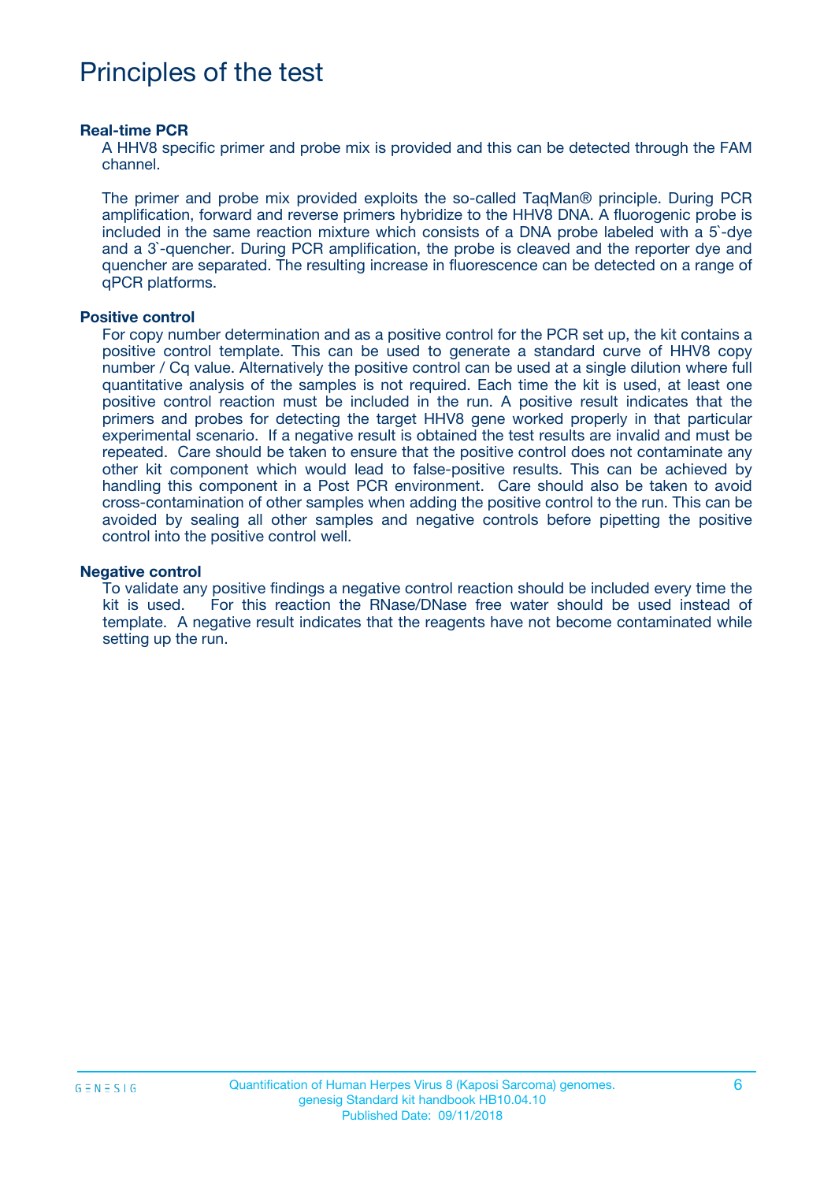# Principles of the test

**Real-time PCR**

A HHV8 specific primer and probe mix is provided and this can be detected through the FAM channel.

The primer and probe mix provided exploits the so-called TaqMan® principle. During PCR amplification, forward and reverse primers hybridize to the HHV8 DNA. A fluorogenic probe is included in the same reaction mixture which consists of a DNA probe labeled with a 5`-dye and a 3`-quencher. During PCR amplification, the probe is cleaved and the reporter dye and quencher are separated. The resulting increase in fluorescence can be detected on a range of qPCR platforms.

**Positive control**

For copy number determination and as a positive control for the PCR set up, the kit contains a positive control template. This can be used to generate a standard curve of HHV8 copy number / Cq value. Alternatively the positive control can be used at a single dilution where full quantitative analysis of the samples is not required. Each time the kit is used, at least one positive control reaction must be included in the run. A positive result indicates that the primers and probes for detecting the target HHV8 gene worked properly in that particular experimental scenario. If a negative result is obtained the test results are invalid and must be repeated. Care should be taken to ensure that the positive control does not contaminate any other kit component which would lead to false-positive results. This can be achieved by handling this component in a Post PCR environment. Care should also be taken to avoid cross-contamination of other samples when adding the positive control to the run. This can be avoided by sealing all other samples and negative controls before pipetting the positive control into the positive control well.

**Negative control**

To validate any positive findings a negative control reaction should be included every time the kit is used. For this reaction the RNase/DNase free water should be used instead of template. A negative result indicates that the reagents have not become contaminated while setting up the run.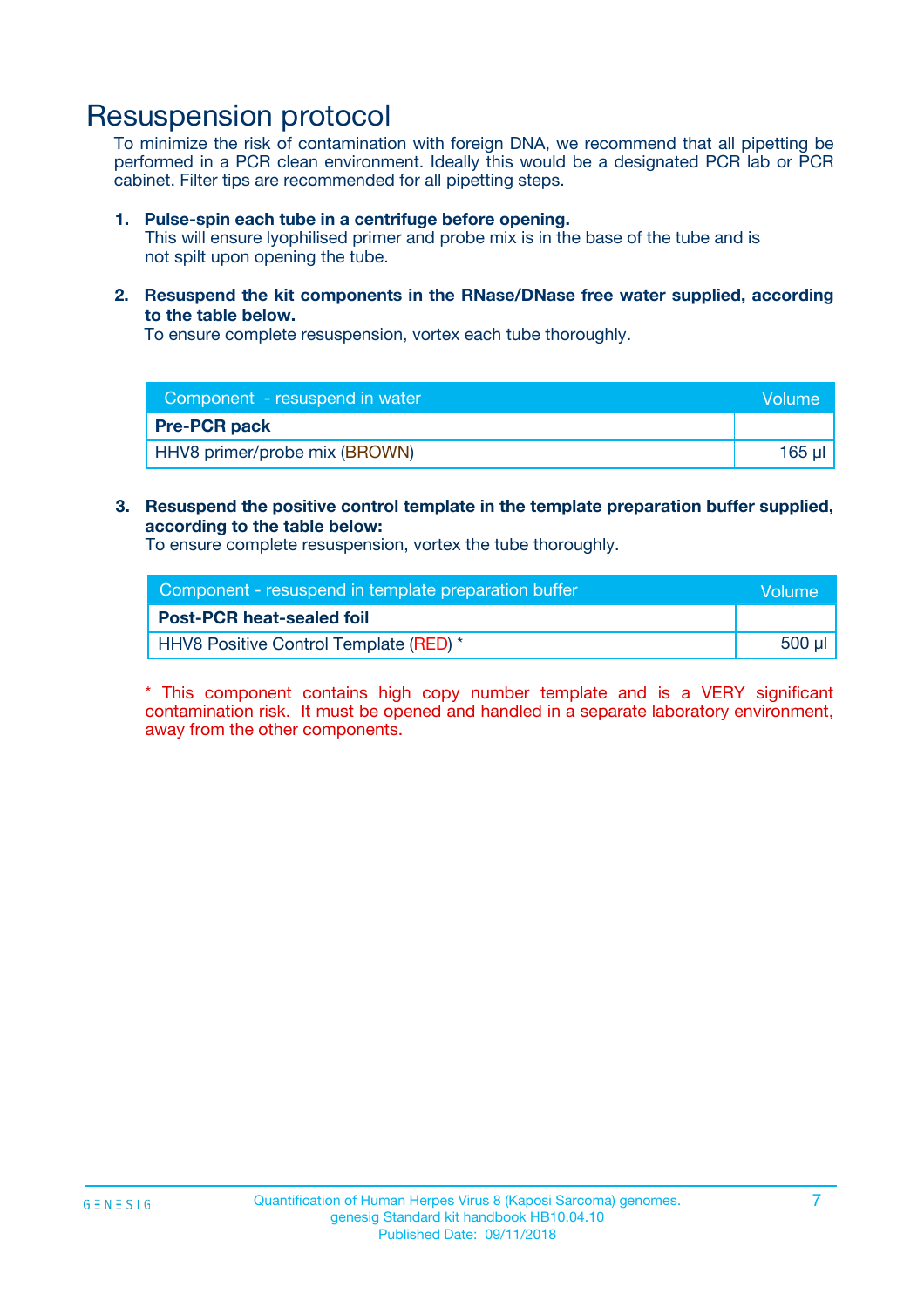# Resuspension protocol

To minimize the risk of contamination with foreign DNA, we recommend that all pipetting be performed in a PCR clean environment. Ideally this would be a designated PCR lab or PCR cabinet. Filter tips are recommended for all pipetting steps.

1. **Pulse-spin each tube in a centrifuge before opening.**
   This will ensure lyophilised primer and probe mix is in the base of the tube and is not spilt upon opening the tube.

2. **Resuspend the kit components in the RNase/DNase free water supplied, according to the table below.**
   To ensure complete resuspension, vortex each tube thoroughly.

| Component - resuspend in water | Volume |
| --- | --- |
| **Pre-PCR pack** | |
| HHV8 primer/probe mix (BROWN) | 165 µl |

3. **Resuspend the positive control template in the template preparation buffer supplied, according to the table below:**
   To ensure complete resuspension, vortex the tube thoroughly.

| Component - resuspend in template preparation buffer | Volume |
| --- | --- |
| **Post-PCR heat-sealed foil** | |
| HHV8 Positive Control Template (RED) * | 500 µl |

* This component contains high copy number template and is a VERY significant contamination risk. It must be opened and handled in a separate laboratory environment, away from the other components.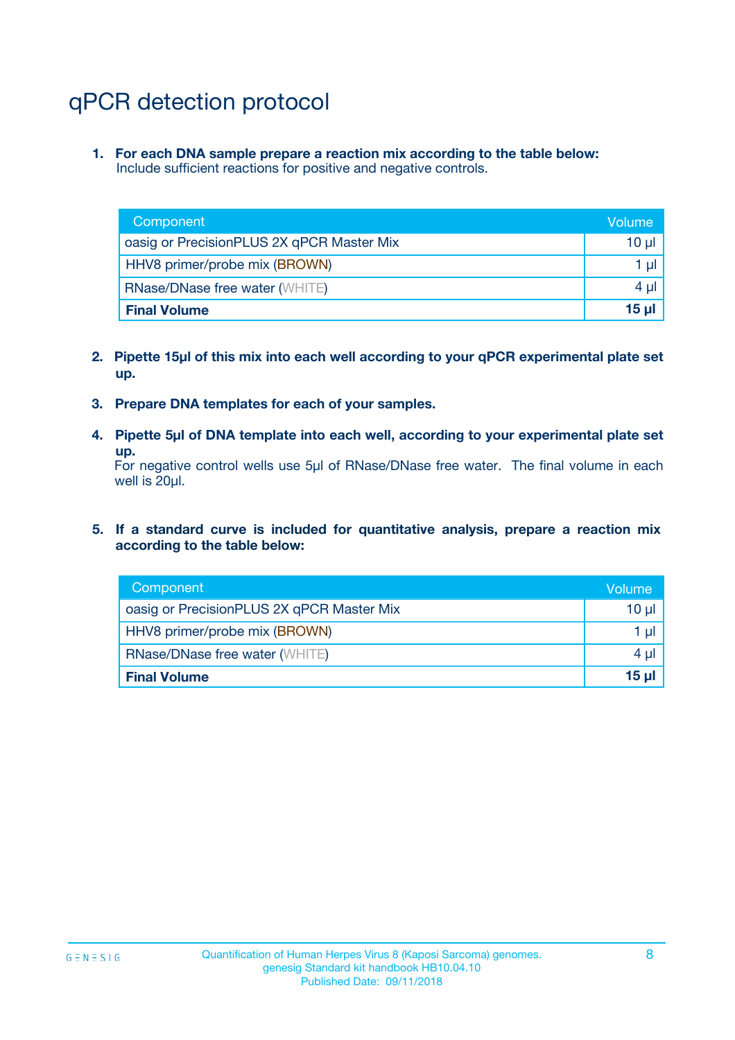# qPCR detection protocol

1. **For each DNA sample prepare a reaction mix according to the table below:**
   Include sufficient reactions for positive and negative controls.

| Component | Volume |
|---|---|
| oasig or PrecisionPLUS 2X qPCR Master Mix | 10 µl |
| HHV8 primer/probe mix (BROWN) | 1 µl |
| RNase/DNase free water (WHITE) | 4 µl |
| **Final Volume** | **15 µl** |

2. **Pipette 15µl of this mix into each well according to your qPCR experimental plate set up.**

3. **Prepare DNA templates for each of your samples.**

4. **Pipette 5µl of DNA template into each well, according to your experimental plate set up.**
   For negative control wells use 5µl of RNase/DNase free water. The final volume in each well is 20µl.

5. **If a standard curve is included for quantitative analysis, prepare a reaction mix according to the table below:**

| Component | Volume |
|---|---|
| oasig or PrecisionPLUS 2X qPCR Master Mix | 10 µl |
| HHV8 primer/probe mix (BROWN) | 1 µl |
| RNase/DNase free water (WHITE) | 4 µl |
| **Final Volume** | **15 µl** |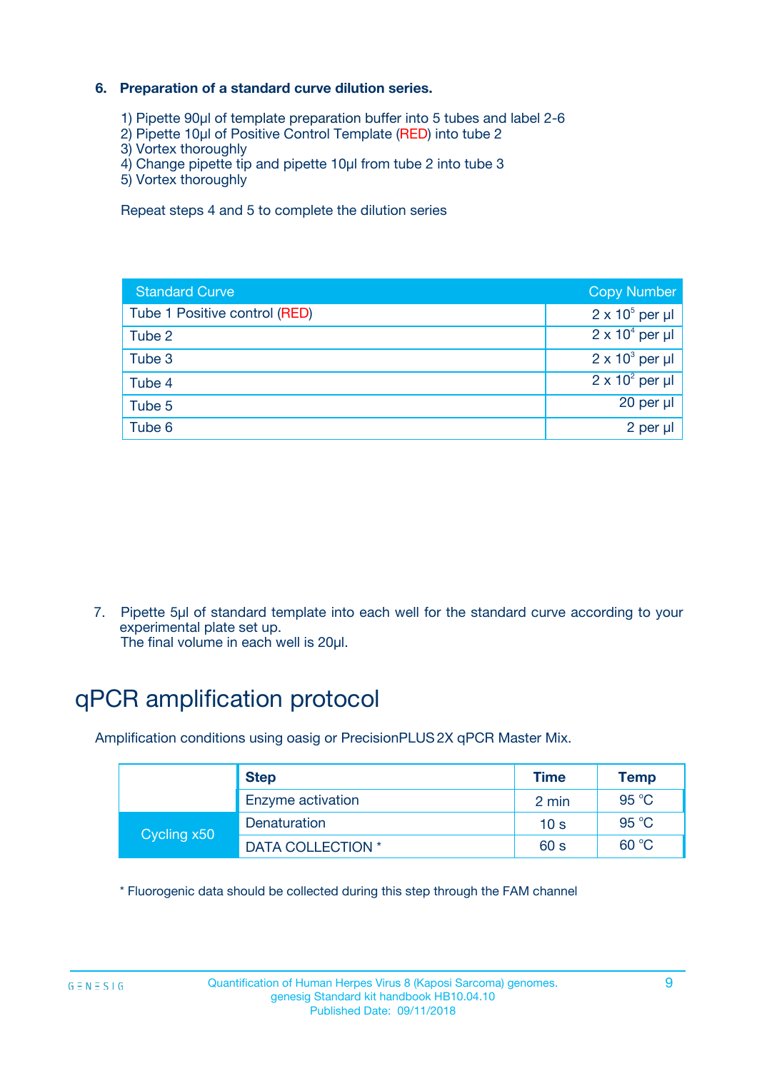### 6. Preparation of a standard curve dilution series.

1) Pipette 90µl of template preparation buffer into 5 tubes and label 2-6
2) Pipette 10µl of Positive Control Template (RED) into tube 2
3) Vortex thoroughly
4) Change pipette tip and pipette 10µl from tube 2 into tube 3
5) Vortex thoroughly

Repeat steps 4 and 5 to complete the dilution series

| Standard Curve | Copy Number |
|---|---|
| Tube 1 Positive control (RED) | $2 \times 10^5$ per µl |
| Tube 2 | $2 \times 10^4$ per µl |
| Tube 3 | $2 \times 10^3$ per µl |
| Tube 4 | $2 \times 10^2$ per µl |
| Tube 5 | 20 per µl |
| Tube 6 | 2 per µl |

7. Pipette 5µl of standard template into each well for the standard curve according to your experimental plate set up.
The final volume in each well is 20µl.

# qPCR amplification protocol

Amplification conditions using oasig or PrecisionPLUS 2X qPCR Master Mix.

| | Step | Time | Temp |
|---|---|---|---|
| | Enzyme activation | 2 min | 95 °C |
| Cycling x50 | Denaturation | 10 s | 95 °C |
| | DATA COLLECTION * | 60 s | 60 °C |

* Fluorogenic data should be collected during this step through the FAM channel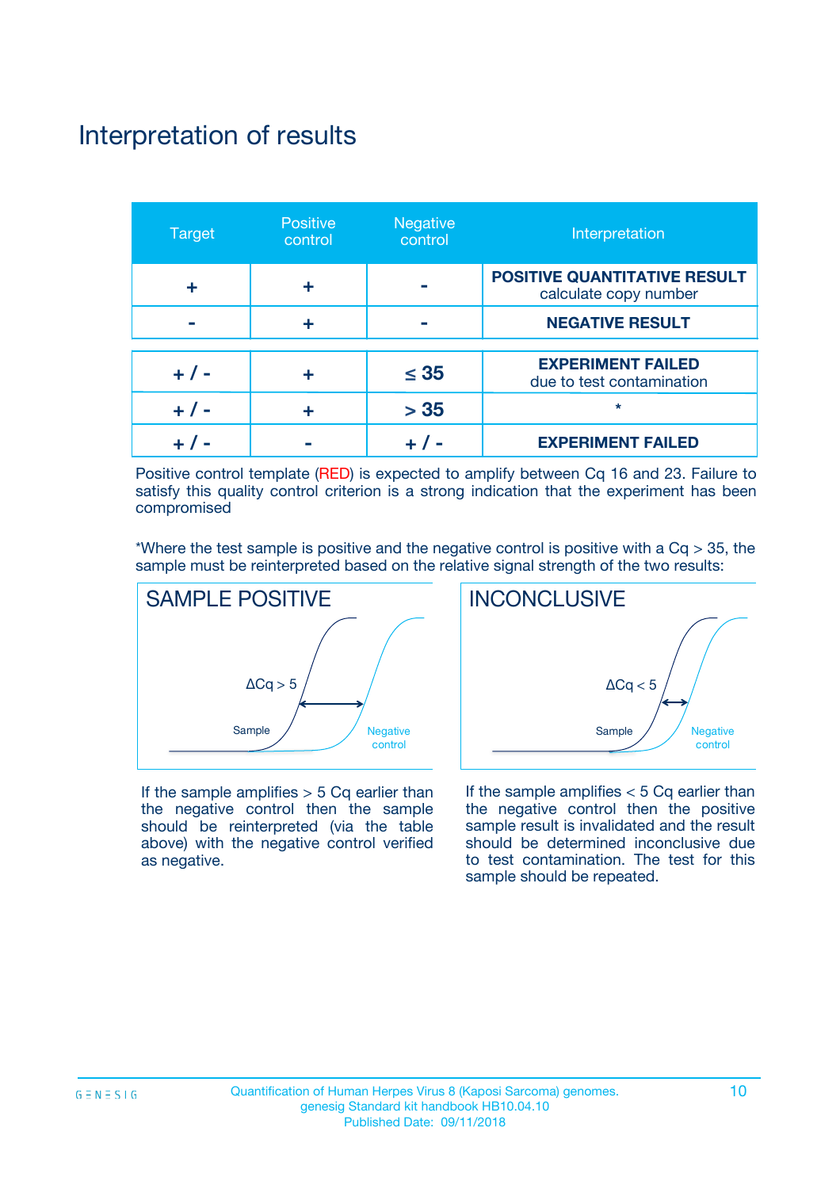# Interpretation of results

| Target | Positive control | Negative control | Interpretation |
|---|---|---|---|
| + | + | - | **POSITIVE QUANTITATIVE RESULT** calculate copy number |
| - | + | - | **NEGATIVE RESULT** |
| + / - | + | ≤ 35 | **EXPERIMENT FAILED** due to test contamination |
| + / - | + | > 35 | * |
| + / - | - | + / - | **EXPERIMENT FAILED** |

Positive control template (RED) is expected to amplify between Cq 16 and 23. Failure to satisfy this quality control criterion is a strong indication that the experiment has been compromised

*Where the test sample is positive and the negative control is positive with a Cq > 35, the sample must be reinterpreted based on the relative signal strength of the two results:

SAMPLE POSITIVE

ΔCq > 5

Sample

Negative control

If the sample amplifies > 5 Cq earlier than the negative control then the sample should be reinterpreted (via the table above) with the negative control verified as negative.

INCONCLUSIVE

ΔCq < 5

Sample

Negative control

If the sample amplifies < 5 Cq earlier than the negative control then the positive sample result is invalidated and the result should be determined inconclusive due to test contamination. The test for this sample should be repeated.